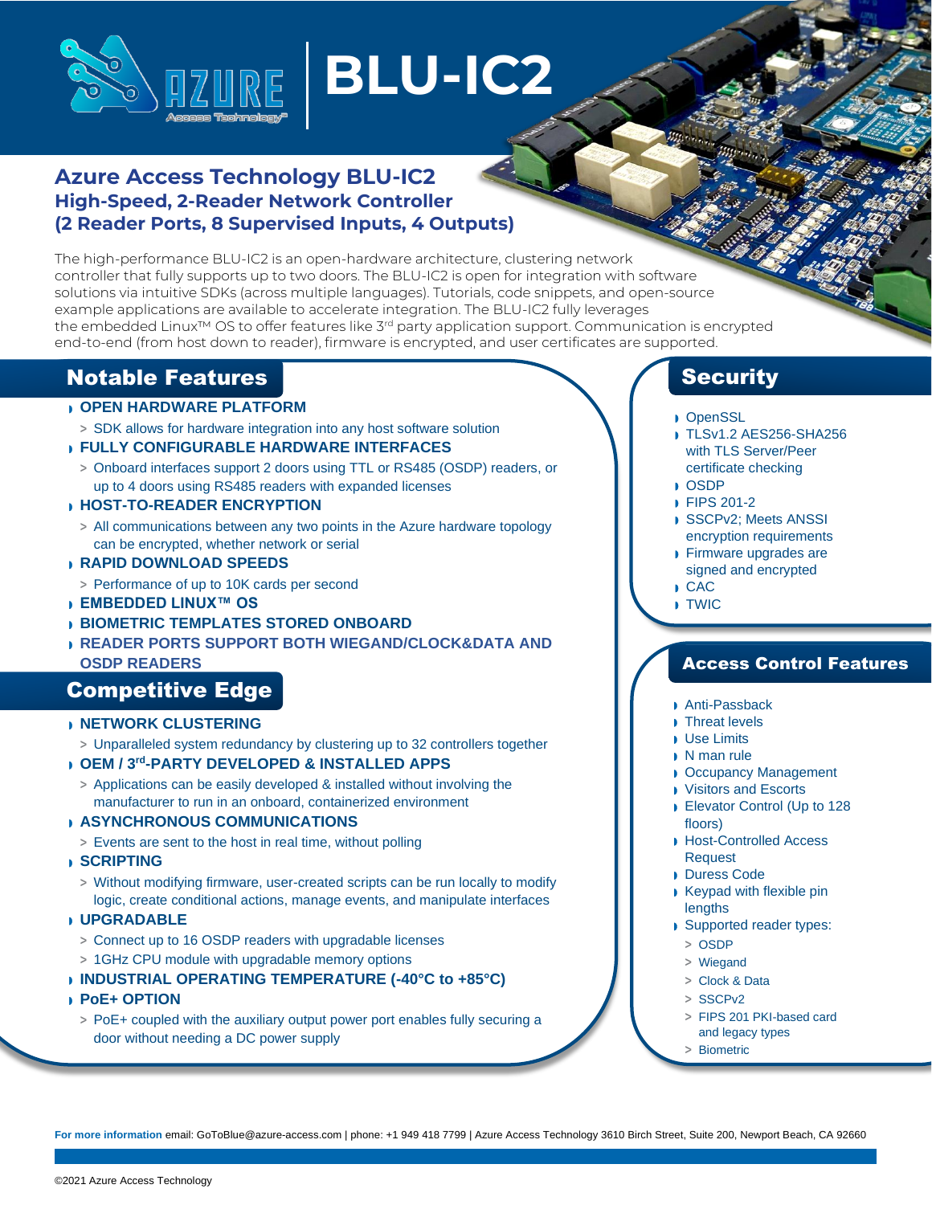# BLU-IC2

## Azure Access Technology BLU-IC2
### High-Speed, 2-Reader Network Controller
### (2 Reader Ports, 8 Supervised Inputs, 4 Outputs)

The high-performance BLU-IC2 is an open-hardware architecture, clustering network controller that fully supports up to two doors. The BLU-IC2 is open for integration with software solutions via intuitive SDKs (across multiple languages). Tutorials, code snippets, and open-source example applications are available to accelerate integration. The BLU-IC2 fully leverages the embedded Linux™ OS to offer features like 3rd party application support. Communication is encrypted end-to-end (from host down to reader), firmware is encrypted, and user certificates are supported.

## Notable Features

- **OPEN HARDWARE PLATFORM**
  - SDK allows for hardware integration into any host software solution
- **FULLY CONFIGURABLE HARDWARE INTERFACES**
  - Onboard interfaces support 2 doors using TTL or RS485 (OSDP) readers, or up to 4 doors using RS485 readers with expanded licenses
- **HOST-TO-READER ENCRYPTION**
  - All communications between any two points in the Azure hardware topology can be encrypted, whether network or serial
- **RAPID DOWNLOAD SPEEDS**
  - Performance of up to 10K cards per second
- **EMBEDDED LINUX™ OS**
- **BIOMETRIC TEMPLATES STORED ONBOARD**
- **READER PORTS SUPPORT BOTH WIEGAND/CLOCK&DATA AND OSDP READERS**

## Competitive Edge

- **NETWORK CLUSTERING**
  - Unparalleled system redundancy by clustering up to 32 controllers together
- **OEM / 3rd-PARTY DEVELOPED & INSTALLED APPS**
  - Applications can be easily developed & installed without involving the manufacturer to run in an onboard, containerized environment
- **ASYNCHRONOUS COMMUNICATIONS**
  - Events are sent to the host in real time, without polling
- **SCRIPTING**
  - Without modifying firmware, user-created scripts can be run locally to modify logic, create conditional actions, manage events, and manipulate interfaces
- **UPGRADABLE**
  - Connect up to 16 OSDP readers with upgradable licenses
  - 1GHz CPU module with upgradable memory options
- **INDUSTRIAL OPERATING TEMPERATURE (-40°C to +85°C)**
- **PoE+ OPTION**
  - PoE+ coupled with the auxiliary output power port enables fully securing a door without needing a DC power supply

## Security

- OpenSSL
- TLSv1.2 AES256-SHA256 with TLS Server/Peer certificate checking
- OSDP
- FIPS 201-2
- SSCPv2; Meets ANSSI encryption requirements
- Firmware upgrades are signed and encrypted
- CAC
- TWIC

## Access Control Features

- Anti-Passback
- Threat levels
- Use Limits
- N man rule
- Occupancy Management
- Visitors and Escorts
- Elevator Control (Up to 128 floors)
- Host-Controlled Access Request
- Duress Code
- Keypad with flexible pin lengths
- Supported reader types:
  - OSDP
  - Wiegand
  - Clock & Data
  - SSCPv2
  - FIPS 201 PKI-based card and legacy types
  - Biometric

**For more information** email: GoToBlue@azure-access.com | phone: +1 949 418 7799 | Azure Access Technology 3610 Birch Street, Suite 200, Newport Beach, CA 92660

©2021 Azure Access Technology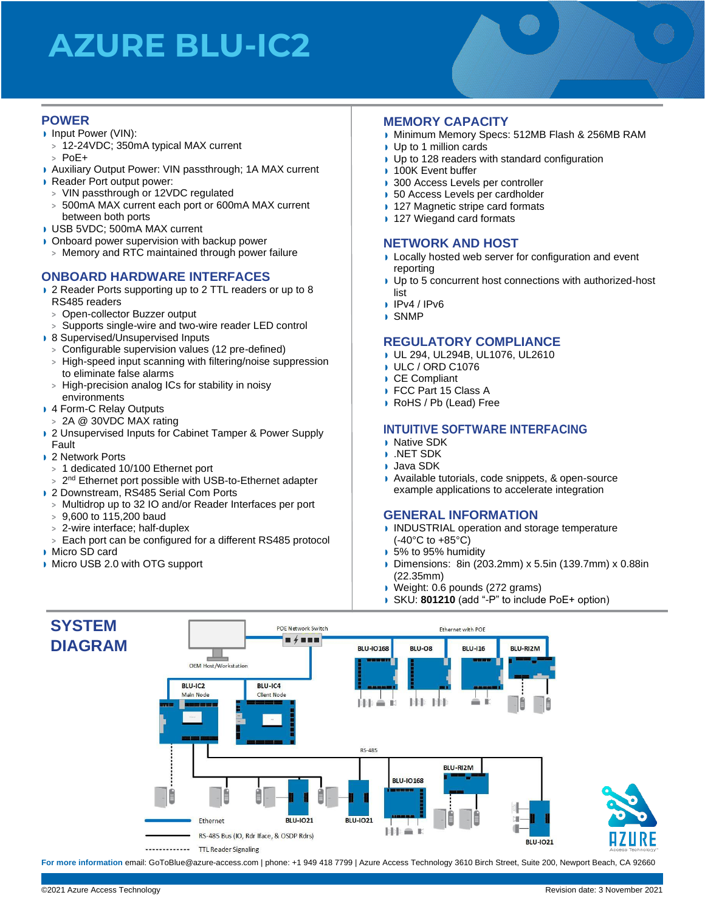# AZURE BLU-IC2

## POWER

- Input Power (VIN):
  - 12-24VDC; 350mA typical MAX current
  - PoE+
- Auxiliary Output Power: VIN passthrough; 1A MAX current
- Reader Port output power:
  - VIN passthrough or 12VDC regulated
  - 500mA MAX current each port or 600mA MAX current between both ports
- USB 5VDC; 500mA MAX current
- Onboard power supervision with backup power
  - Memory and RTC maintained through power failure

## ONBOARD HARDWARE INTERFACES

- 2 Reader Ports supporting up to 2 TTL readers or up to 8 RS485 readers
  - Open-collector Buzzer output
  - Supports single-wire and two-wire reader LED control
- 8 Supervised/Unsupervised Inputs
  - Configurable supervision values (12 pre-defined)
  - High-speed input scanning with filtering/noise suppression to eliminate false alarms
  - High-precision analog ICs for stability in noisy environments
- 4 Form-C Relay Outputs
  - 2A @ 30VDC MAX rating
- 2 Unsupervised Inputs for Cabinet Tamper & Power Supply Fault
- 2 Network Ports
  - 1 dedicated 10/100 Ethernet port
  - 2nd Ethernet port possible with USB-to-Ethernet adapter
- 2 Downstream, RS485 Serial Com Ports
  - Multidrop up to 32 IO and/or Reader Interfaces per port
  - 9,600 to 115,200 baud
  - 2-wire interface; half-duplex
  - Each port can be configured for a different RS485 protocol
- Micro SD card
- Micro USB 2.0 with OTG support

## MEMORY CAPACITY

- Minimum Memory Specs: 512MB Flash & 256MB RAM
- Up to 1 million cards
- Up to 128 readers with standard configuration
- 100K Event buffer
- 300 Access Levels per controller
- 50 Access Levels per cardholder
- 127 Magnetic stripe card formats
- 127 Wiegand card formats

## NETWORK AND HOST

- Locally hosted web server for configuration and event reporting
- Up to 5 concurrent host connections with authorized-host list
- IPv4 / IPv6
- SNMP

## REGULATORY COMPLIANCE

- UL 294, UL294B, UL1076, UL2610
- ULC / ORD C1076
- CE Compliant
- FCC Part 15 Class A
- RoHS / Pb (Lead) Free

## INTUITIVE SOFTWARE INTERFACING

- Native SDK
- .NET SDK
- Java SDK
- Available tutorials, code snippets, & open-source example applications to accelerate integration

## GENERAL INFORMATION

- INDUSTRIAL operation and storage temperature (-40°C to +85°C)
- 5% to 95% humidity
- Dimensions: 8in (203.2mm) x 5.5in (139.7mm) x 0.88in (22.35mm)
- Weight: 0.6 pounds (272 grams)
- SKU: **801210** (add "-P" to include PoE+ option)

## SYSTEM DIAGRAM

POE Network Switch
Ethernet with POE
OEM Host/Workstation
BLU-IC2
Main Node
BLU-IC4
Client Node
BLU-IO168
BLU-O8
BLU-I16
BLU-RI2M
RS-485
BLU-RI2M
BLU-IO168
BLU-IO21
BLU-IO21
BLU-IO21
Ethernet
RS-485 Bus (IO, Rdr Iface, & OSDP Rdrs)
TTL Reader Signaling
AZURE
Access Technology

**For more information** email: GoToBlue@azure-access.com | phone: +1 949 418 7799 | Azure Access Technology 3610 Birch Street, Suite 200, Newport Beach, CA 92660

©2021 Azure Access Technology

Revision date: 3 November 2021